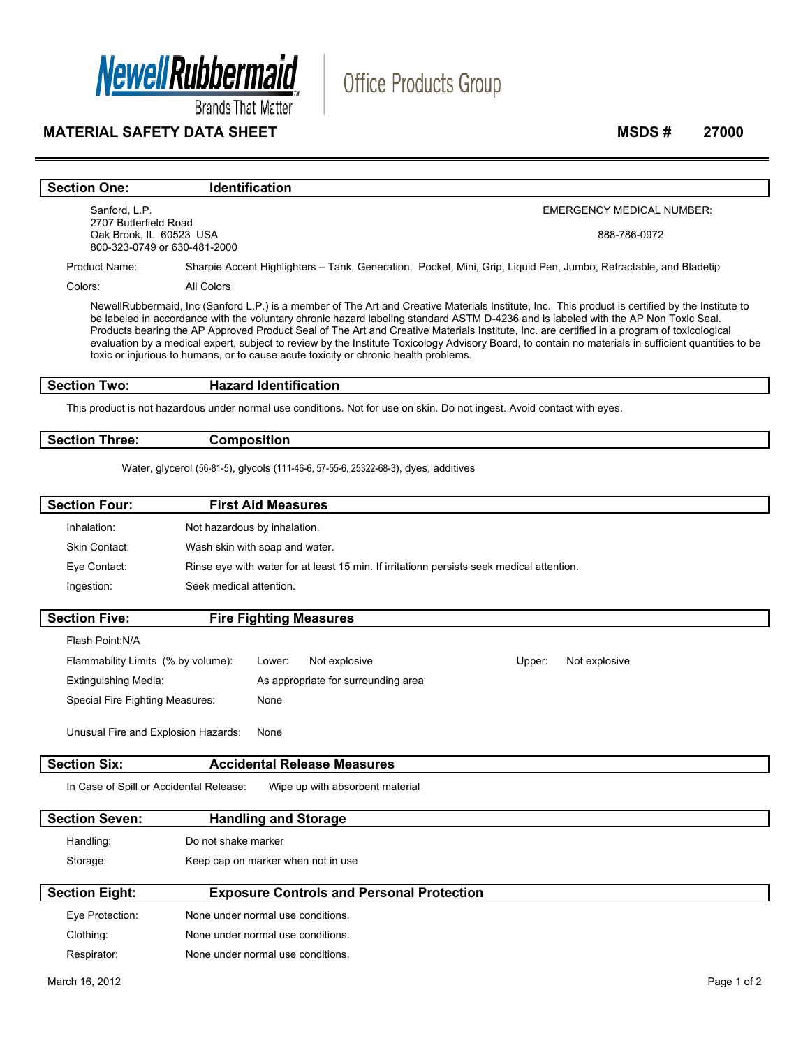Newell Rubbermaid
Brands That Matter

Office Products Group

# MATERIAL SAFETY DATA SHEET

**MSDS # 27000**

## Section One: Identification

Sanford, L.P.
2707 Butterfield Road
Oak Brook, IL 60523 USA
800-323-0749 or 630-481-2000

EMERGENCY MEDICAL NUMBER:

888-786-0972

Product Name: Sharpie Accent Highlighters – Tank, Generation, Pocket, Mini, Grip, Liquid Pen, Jumbo, Retractable, and Bladetip

Colors: All Colors

NewellRubbermaid, Inc (Sanford L.P.) is a member of The Art and Creative Materials Institute, Inc. This product is certified by the Institute to be labeled in accordance with the voluntary chronic hazard labeling standard ASTM D-4236 and is labeled with the AP Non Toxic Seal. Products bearing the AP Approved Product Seal of The Art and Creative Materials Institute, Inc. are certified in a program of toxicological evaluation by a medical expert, subject to review by the Institute Toxicology Advisory Board, to contain no materials in sufficient quantities to be toxic or injurious to humans, or to cause acute toxicity or chronic health problems.

## Section Two: Hazard Identification

This product is not hazardous under normal use conditions. Not for use on skin. Do not ingest. Avoid contact with eyes.

## Section Three: Composition

Water, glycerol (56-81-5), glycols (111-46-6, 57-55-6, 25322-68-3), dyes, additives

## Section Four: First Aid Measures

Inhalation: Not hazardous by inhalation.

Skin Contact: Wash skin with soap and water.

Eye Contact: Rinse eye with water for at least 15 min. If irritationn persists seek medical attention.

Ingestion: Seek medical attention.

## Section Five: Fire Fighting Measures

Flash Point:N/A

Flammability Limits (% by volume): Lower: Not explosive Upper: Not explosive

Extinguishing Media: As appropriate for surrounding area

Special Fire Fighting Measures: None

Unusual Fire and Explosion Hazards: None

## Section Six: Accidental Release Measures

In Case of Spill or Accidental Release: Wipe up with absorbent material

## Section Seven: Handling and Storage

Handling: Do not shake marker

Storage: Keep cap on marker when not in use

## Section Eight: Exposure Controls and Personal Protection

Eye Protection: None under normal use conditions.

Clothing: None under normal use conditions.

Respirator: None under normal use conditions.

March 16, 2012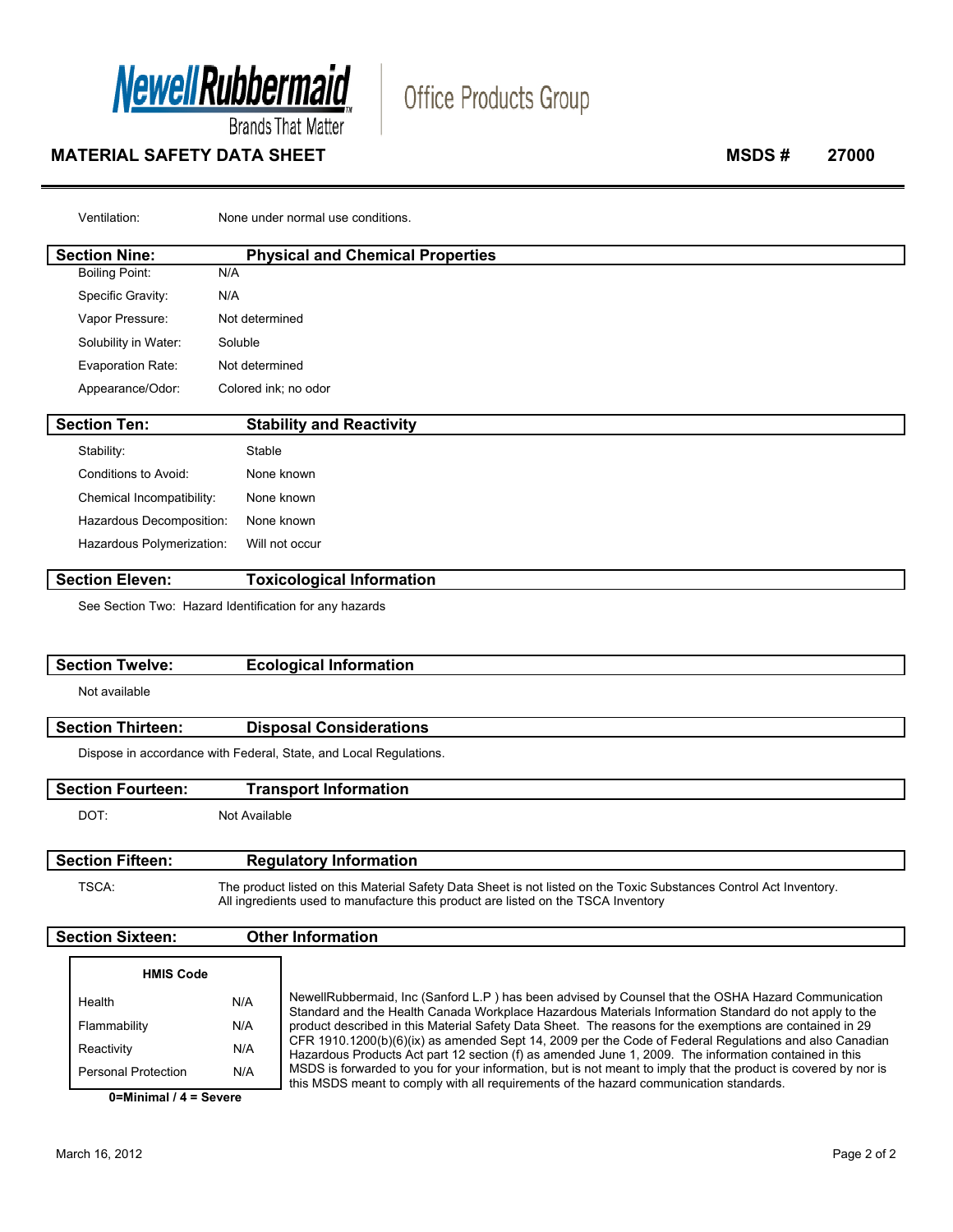Newell Rubbermaid Brands That Matter | Office Products Group

**MATERIAL SAFETY DATA SHEET** **MSDS # 27000**

Ventilation: None under normal use conditions.

## Section Nine: Physical and Chemical Properties

| | |
|---|---|
| Boiling Point: | N/A |
| Specific Gravity: | N/A |
| Vapor Pressure: | Not determined |
| Solubility in Water: | Soluble |
| Evaporation Rate: | Not determined |
| Appearance/Odor: | Colored ink; no odor |

## Section Ten: Stability and Reactivity

| | |
|---|---|
| Stability: | Stable |
| Conditions to Avoid: | None known |
| Chemical Incompatibility: | None known |
| Hazardous Decomposition: | None known |
| Hazardous Polymerization: | Will not occur |

## Section Eleven: Toxicological Information

See Section Two: Hazard Identification for any hazards

## Section Twelve: Ecological Information

Not available

## Section Thirteen: Disposal Considerations

Dispose in accordance with Federal, State, and Local Regulations.

## Section Fourteen: Transport Information

DOT: Not Available

## Section Fifteen: Regulatory Information

TSCA: The product listed on this Material Safety Data Sheet is not listed on the Toxic Substances Control Act Inventory. All ingredients used to manufacture this product are listed on the TSCA Inventory

## Section Sixteen: Other Information

| HMIS Code | |
|---|---|
| Health | N/A |
| Flammability | N/A |
| Reactivity | N/A |
| Personal Protection | N/A |

**0=Minimal / 4 = Severe**

NewellRubbermaid, Inc (Sanford L.P ) has been advised by Counsel that the OSHA Hazard Communication Standard and the Health Canada Workplace Hazardous Materials Information Standard do not apply to the product described in this Material Safety Data Sheet. The reasons for the exemptions are contained in 29 CFR 1910.1200(b)(6)(ix) as amended Sept 14, 2009 per the Code of Federal Regulations and also Canadian Hazardous Products Act part 12 section (f) as amended June 1, 2009. The information contained in this MSDS is forwarded to you for your information, but is not meant to imply that the product is covered by nor is this MSDS meant to comply with all requirements of the hazard communication standards.

March 16, 2012